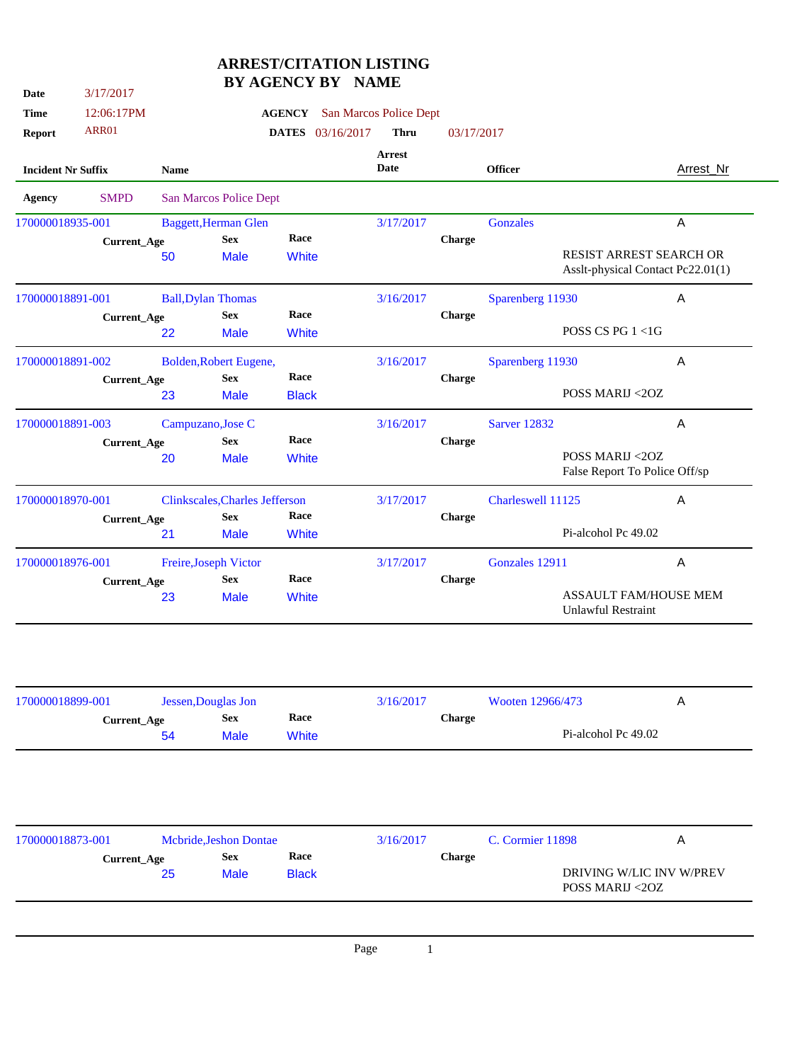# ARREST/CITATION LISTING BY AGENCY BY NAME

**Date** 3/17/2017
**Time** 12:06:17PM
**Report** ARR01

**AGENCY** San Marcos Police Dept
**DATES** 03/16/2017 **Thru** 03/17/2017

**Agency** SMPD San Marcos Police Dept

| Incident Nr Suffix | Name | Current_Age | Sex | Race | Arrest Date | Officer | Charge | Arrest_Nr |
|---|---|---|---|---|---|---|---|---|
| 170000018935-001 | Baggett,Herman Glen | 50 | Male | White | 3/17/2017 | Gonzales | RESIST ARREST SEARCH OR Asslt-physical Contact Pc22.01(1) | A |
| 170000018891-001 | Ball,Dylan Thomas | 22 | Male | White | 3/16/2017 | Sparenberg 11930 | POSS CS PG 1 <1G | A |
| 170000018891-002 | Bolden,Robert Eugene, | 23 | Male | Black | 3/16/2017 | Sparenberg 11930 | POSS MARIJ <2OZ | A |
| 170000018891-003 | Campuzano,Jose C | 20 | Male | White | 3/16/2017 | Sarver 12832 | POSS MARIJ <2OZ<br>False Report To Police Off/sp | A |
| 170000018970-001 | Clinkscales,Charles Jefferson | 21 | Male | White | 3/17/2017 | Charleswell 11125 | Pi-alcohol Pc 49.02 | A |
| 170000018976-001 | Freire,Joseph Victor | 23 | Male | White | 3/17/2017 | Gonzales 12911 | ASSAULT FAM/HOUSE MEM<br>Unlawful Restraint | A |
| 170000018899-001 | Jessen,Douglas Jon | 54 | Male | White | 3/16/2017 | Wooten 12966/473 | Pi-alcohol Pc 49.02 | A |
| 170000018873-001 | Mcbride,Jeshon Dontae | 25 | Male | Black | 3/16/2017 | C. Cormier 11898 | DRIVING W/LIC INV W/PREV<br>POSS MARIJ <2OZ | A |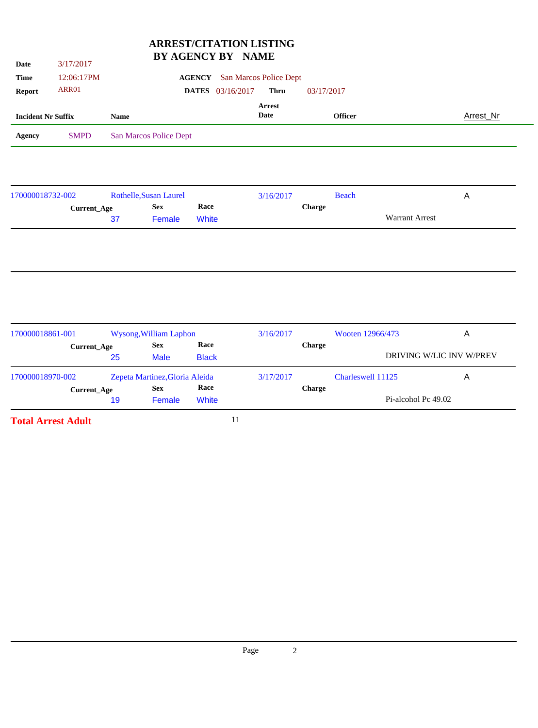# ARREST/CITATION LISTING
## BY AGENCY BY NAME

**Date** 3/17/2017
**Time** 12:06:17PM
**Report** ARR01

**AGENCY** San Marcos Police Dept
**DATES** 03/16/2017 **Thru** 03/17/2017

| Incident Nr Suffix | Name | Arrest Date | Officer | Arrest_Nr |
|---|---|---|---|---|

**Agency** SMPD San Marcos Police Dept

| Incident Nr Suffix | Name | Current_Age | Sex | Race | Arrest Date | Officer | Charge | Arrest_Nr |
|---|---|---|---|---|---|---|---|---|
| 170000018732-002 | Rothelle,Susan Laurel | 37 | Female | White | 3/16/2017 | Beach | Warrant Arrest | A |
| 170000018861-001 | Wysong,William Laphon | 25 | Male | Black | 3/16/2017 | Wooten 12966/473 | DRIVING W/LIC INV W/PREV | A |
| 170000018970-002 | Zepeta Martinez,Gloria Aleida | 19 | Female | White | 3/17/2017 | Charleswell 11125 | Pi-alcohol Pc 49.02 | A |

**Total Arrest Adult** 11